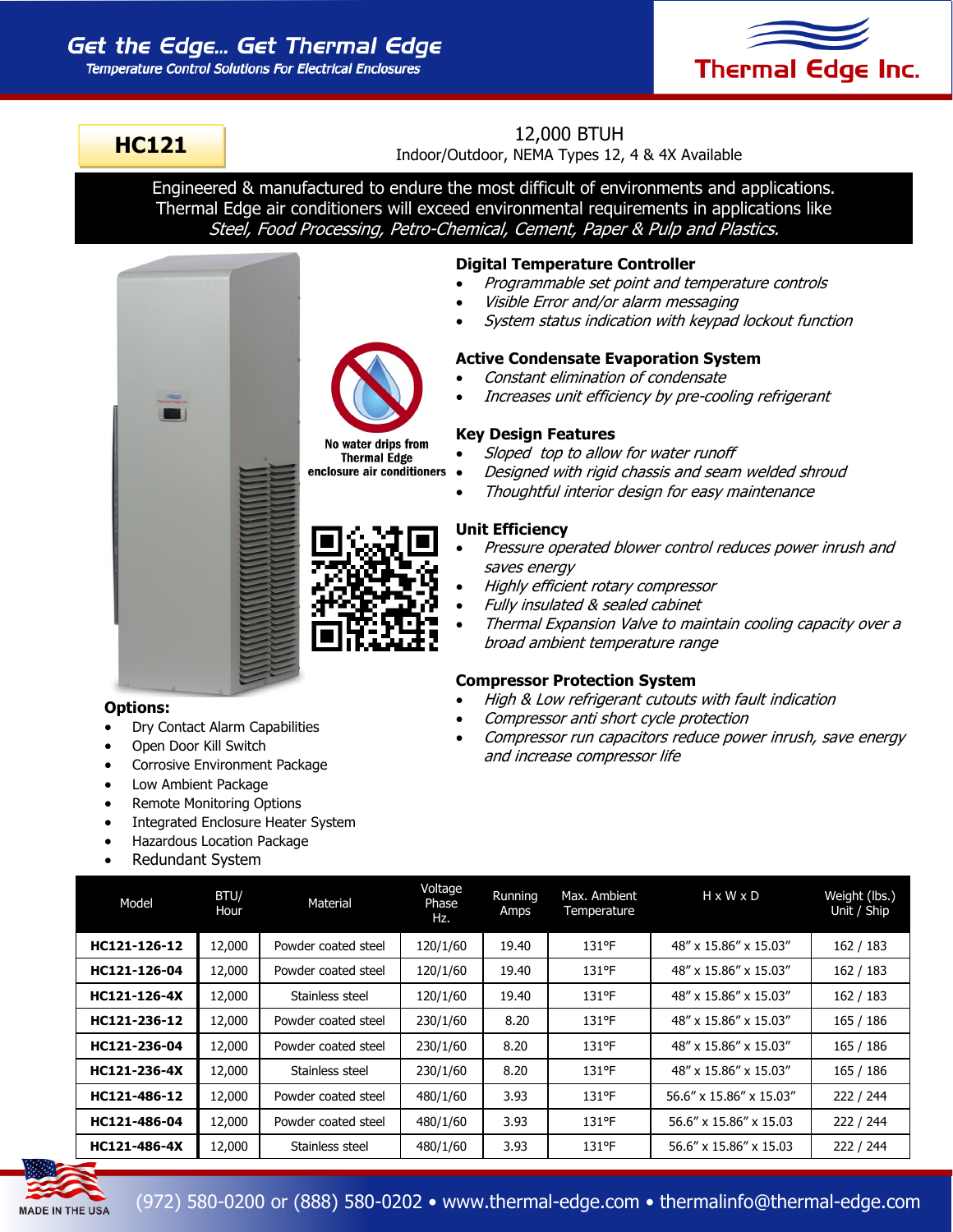# Get the Edge... Get Thermal Edge

Temperature Control Solutions For Electrical Enclosures

Thermal Edge Inc.

## HC121

12,000 BTUH

Indoor/Outdoor, NEMA Types 12, 4 & 4X Available

Engineered & manufactured to endure the most difficult of environments and applications. Thermal Edge air conditioners will exceed environmental requirements in applications like *Steel, Food Processing, Petro-Chemical, Cement, Paper & Pulp and Plastics.*

No water drips from Thermal Edge enclosure air conditioners

### Digital Temperature Controller

- *Programmable set point and temperature controls*
- *Visible Error and/or alarm messaging*
- *System status indication with keypad lockout function*

### Active Condensate Evaporation System

- *Constant elimination of condensate*
- *Increases unit efficiency by pre-cooling refrigerant*

### Key Design Features

- *Sloped top to allow for water runoff*
- *Designed with rigid chassis and seam welded shroud*
- *Thoughtful interior design for easy maintenance*

### Unit Efficiency

- *Pressure operated blower control reduces power inrush and saves energy*
- *Highly efficient rotary compressor*
- *Fully insulated & sealed cabinet*
- *Thermal Expansion Valve to maintain cooling capacity over a broad ambient temperature range*

### Compressor Protection System

- *High & Low refrigerant cutouts with fault indication*
- *Compressor anti short cycle protection*
- *Compressor run capacitors reduce power inrush, save energy and increase compressor life*

### Options:

- Dry Contact Alarm Capabilities
- Open Door Kill Switch
- Corrosive Environment Package
- Low Ambient Package
- Remote Monitoring Options
- Integrated Enclosure Heater System
- Hazardous Location Package
- Redundant System

| Model | BTU/ Hour | Material | Voltage Phase Hz. | Running Amps | Max. Ambient Temperature | H x W x D | Weight (lbs.) Unit / Ship |
|---|---|---|---|---|---|---|---|
| **HC121-126-12** | 12,000 | Powder coated steel | 120/1/60 | 19.40 | 131°F | 48″ x 15.86″ x 15.03″ | 162 / 183 |
| **HC121-126-04** | 12,000 | Powder coated steel | 120/1/60 | 19.40 | 131°F | 48″ x 15.86″ x 15.03″ | 162 / 183 |
| **HC121-126-4X** | 12,000 | Stainless steel | 120/1/60 | 19.40 | 131°F | 48″ x 15.86″ x 15.03″ | 162 / 183 |
| **HC121-236-12** | 12,000 | Powder coated steel | 230/1/60 | 8.20 | 131°F | 48″ x 15.86″ x 15.03″ | 165 / 186 |
| **HC121-236-04** | 12,000 | Powder coated steel | 230/1/60 | 8.20 | 131°F | 48″ x 15.86″ x 15.03″ | 165 / 186 |
| **HC121-236-4X** | 12,000 | Stainless steel | 230/1/60 | 8.20 | 131°F | 48″ x 15.86″ x 15.03″ | 165 / 186 |
| **HC121-486-12** | 12,000 | Powder coated steel | 480/1/60 | 3.93 | 131°F | 56.6″ x 15.86″ x 15.03″ | 222 / 244 |
| **HC121-486-04** | 12,000 | Powder coated steel | 480/1/60 | 3.93 | 131°F | 56.6″ x 15.86″ x 15.03 | 222 / 244 |
| **HC121-486-4X** | 12,000 | Stainless steel | 480/1/60 | 3.93 | 131°F | 56.6″ x 15.86″ x 15.03 | 222 / 244 |

MADE IN THE USA

(972) 580-0200 or (888) 580-0202 • www.thermal-edge.com • thermalinfo@thermal-edge.com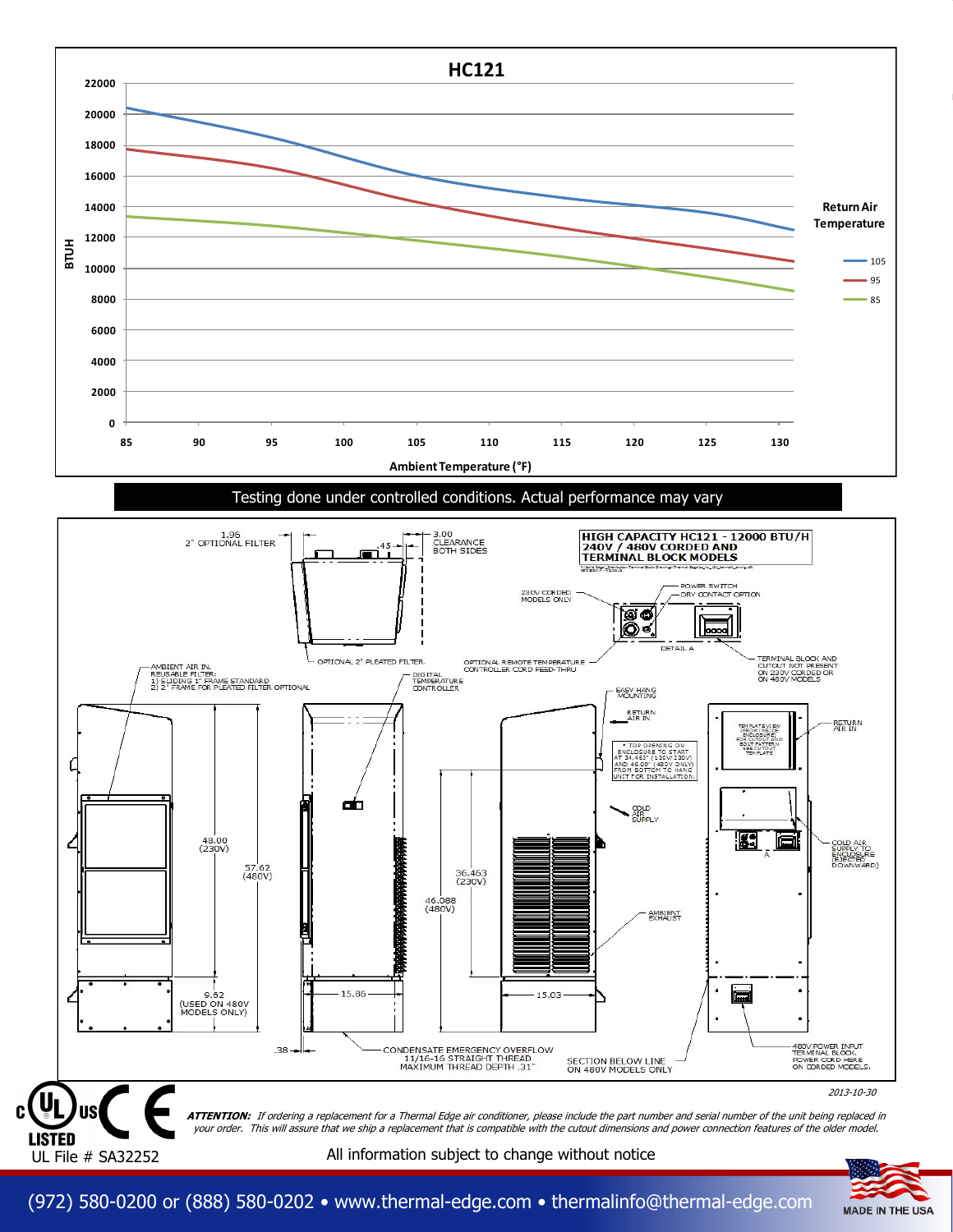## HC121

BTUH

22000
20000
18000
16000
14000
12000
10000
8000
6000
4000
2000
0

85 90 95 100 105 110 115 120 125 130

Ambient Temperature (°F)

Return Air Temperature

105
95
85

Testing done under controlled conditions. Actual performance may vary

**HIGH CAPACITY HC121 - 12000 BTU/H**
**240V / 480V CORDED AND**
**TERMINAL BLOCK MODELS**

1.96
2" OPTIONAL FILTER

.45

3.00
CLEARANCE
BOTH SIDES

OPTIONAL 2" PLEATED FILTER.

230V CORDED MODELS ONLY

POWER SWITCH
DRY CONTACT OPTION

DETAIL A

OPTIONAL REMOTE TEMPERATURE CONTROLLER CORD FEED-THRU

TERMINAL BLOCK AND CUTOUT NOT PRESENT ON 230V CORDED OR ON 480V MODELS

AMBIENT AIR IN.
REUSABLE FILTER:
1) SLIDING 1" FRAME STANDARD
2) 2" FRAME FOR PLEATED FILTER OPTIONAL

DIGITAL TEMPERATURE CONTROLLER

EASY HANG MOUNTING

RETURN AIR IN

* TOP OPENING ON ENCLOSURE TO START AT 34.463" (130V/230V) AND 46.09" (480V ONLY) FROM BOTTOM TO HANG UNIT FOR INSTALLATION.

TEMPLATE VIEW (FROM INSIDE ENCLOSURE) FOR CUTOUT AND BOLT PATTERN SEE CUTOUT TEMPLATE

RETURN AIR IN

COLD AIR SUPPLY

COLD AIR SUPPLY TO ENCLOSURE (EJECTED DOWNWARD)

48.00
(230V)

57.62
(480V)

36.463
(230V)

46.088
(480V)

AMBIENT EXHAUST

A

9.62
(USED ON 480V MODELS ONLY)

15.86

15.03

.38

CONDENSATE EMERGENCY OVERFLOW
11/16-16 STRAIGHT THREAD
MAXIMUM THREAD DEPTH .31"

SECTION BELOW LINE ON 480V MODELS ONLY

480V POWER INPUT TERMINAL BLOCK.
POWER CORD HERE ON CORDED MODELS.

2013-10-30

UL LISTED
UL File # SA32252

***ATTENTION:*** *If ordering a replacement for a Thermal Edge air conditioner, please include the part number and serial number of the unit being replaced in your order. This will assure that we ship a replacement that is compatible with the cutout dimensions and power connection features of the older model.*

All information subject to change without notice

(972) 580-0200 or (888) 580-0202 • www.thermal-edge.com • thermalinfo@thermal-edge.com

MADE IN THE USA